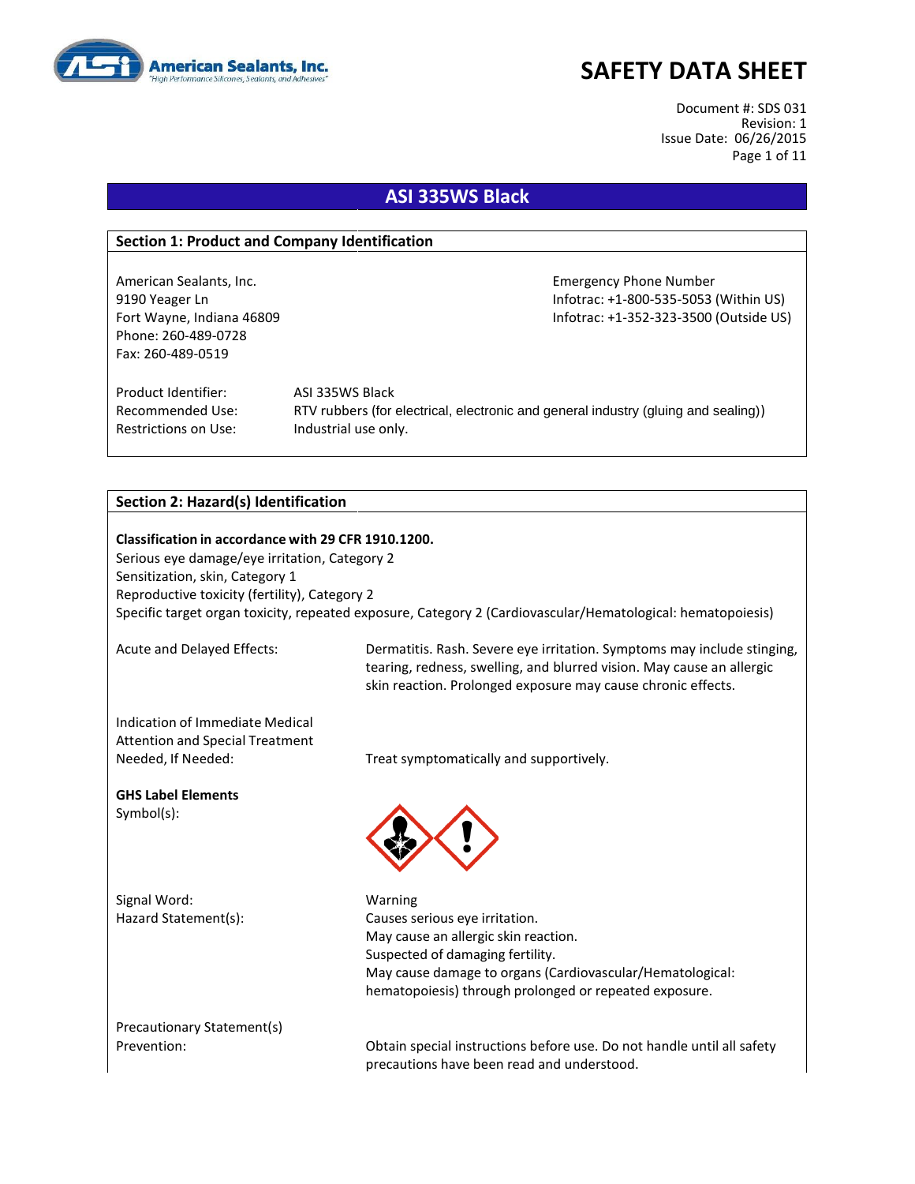# SAFETY DATA SHEET

Document #: SDS 031
Revision: 1
Issue Date: 06/26/2015

## ASI 335WS Black

### Section 1: Product and Company Identification

American Sealants, Inc.
9190 Yeager Ln
Fort Wayne, Indiana 46809
Phone: 260-489-0728
Fax: 260-489-0519

Emergency Phone Number
Infotrac: +1-800-535-5053 (Within US)
Infotrac: +1-352-323-3500 (Outside US)

Product Identifier: ASI 335WS Black
Recommended Use: RTV rubbers (for electrical, electronic and general industry (gluing and sealing))
Restrictions on Use: Industrial use only.

### Section 2: Hazard(s) Identification

**Classification in accordance with 29 CFR 1910.1200.**
Serious eye damage/eye irritation, Category 2
Sensitization, skin, Category 1
Reproductive toxicity (fertility), Category 2
Specific target organ toxicity, repeated exposure, Category 2 (Cardiovascular/Hematological: hematopoiesis)

Acute and Delayed Effects: Dermatitis. Rash. Severe eye irritation. Symptoms may include stinging, tearing, redness, swelling, and blurred vision. May cause an allergic skin reaction. Prolonged exposure may cause chronic effects.

Indication of Immediate Medical Attention and Special Treatment Needed, If Needed: Treat symptomatically and supportively.

**GHS Label Elements**
Symbol(s):

Signal Word: Warning

Hazard Statement(s):
Causes serious eye irritation.
May cause an allergic skin reaction.
Suspected of damaging fertility.
May cause damage to organs (Cardiovascular/Hematological: hematopoiesis) through prolonged or repeated exposure.

Precautionary Statement(s)
Prevention: Obtain special instructions before use. Do not handle until all safety precautions have been read and understood.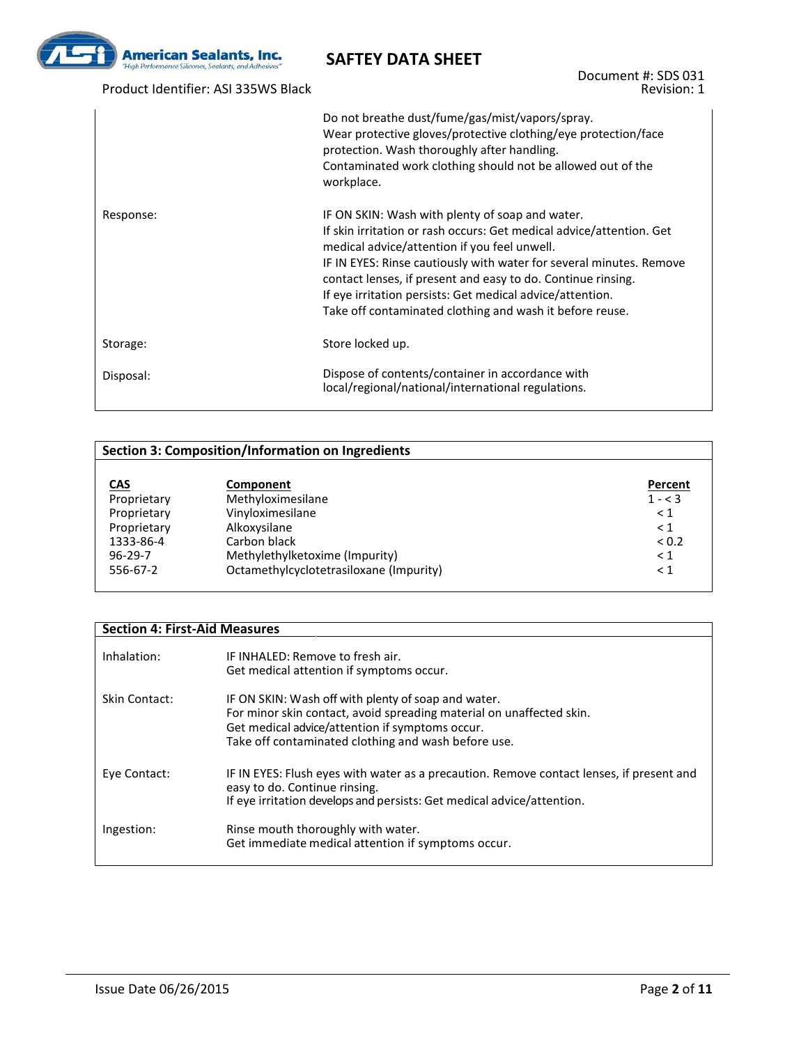| | |
|---|---|
| | Do not breathe dust/fume/gas/mist/vapors/spray.<br>Wear protective gloves/protective clothing/eye protection/face protection. Wash thoroughly after handling.<br>Contaminated work clothing should not be allowed out of the workplace. |
| Response: | IF ON SKIN: Wash with plenty of soap and water.<br>If skin irritation or rash occurs: Get medical advice/attention. Get medical advice/attention if you feel unwell.<br>IF IN EYES: Rinse cautiously with water for several minutes. Remove contact lenses, if present and easy to do. Continue rinsing.<br>If eye irritation persists: Get medical advice/attention.<br>Take off contaminated clothing and wash it before reuse. |
| Storage: | Store locked up. |
| Disposal: | Dispose of contents/container in accordance with local/regional/national/international regulations. |

## Section 3: Composition/Information on Ingredients

| CAS | Component | Percent |
|---|---|---|
| Proprietary | Methyloximesilane | 1 - < 3 |
| Proprietary | Vinyloximesilane | < 1 |
| Proprietary | Alkoxysilane | < 1 |
| 1333-86-4 | Carbon black | < 0.2 |
| 96-29-7 | Methylethylketoxime (Impurity) | < 1 |
| 556-67-2 | Octamethylcyclotetrasiloxane (Impurity) | < 1 |

## Section 4: First-Aid Measures

| | |
|---|---|
| Inhalation: | IF INHALED: Remove to fresh air.<br>Get medical attention if symptoms occur. |
| Skin Contact: | IF ON SKIN: Wash off with plenty of soap and water.<br>For minor skin contact, avoid spreading material on unaffected skin.<br>Get medical advice/attention if symptoms occur.<br>Take off contaminated clothing and wash before use. |
| Eye Contact: | IF IN EYES: Flush eyes with water as a precaution. Remove contact lenses, if present and easy to do. Continue rinsing.<br>If eye irritation develops and persists: Get medical advice/attention. |
| Ingestion: | Rinse mouth thoroughly with water.<br>Get immediate medical attention if symptoms occur. |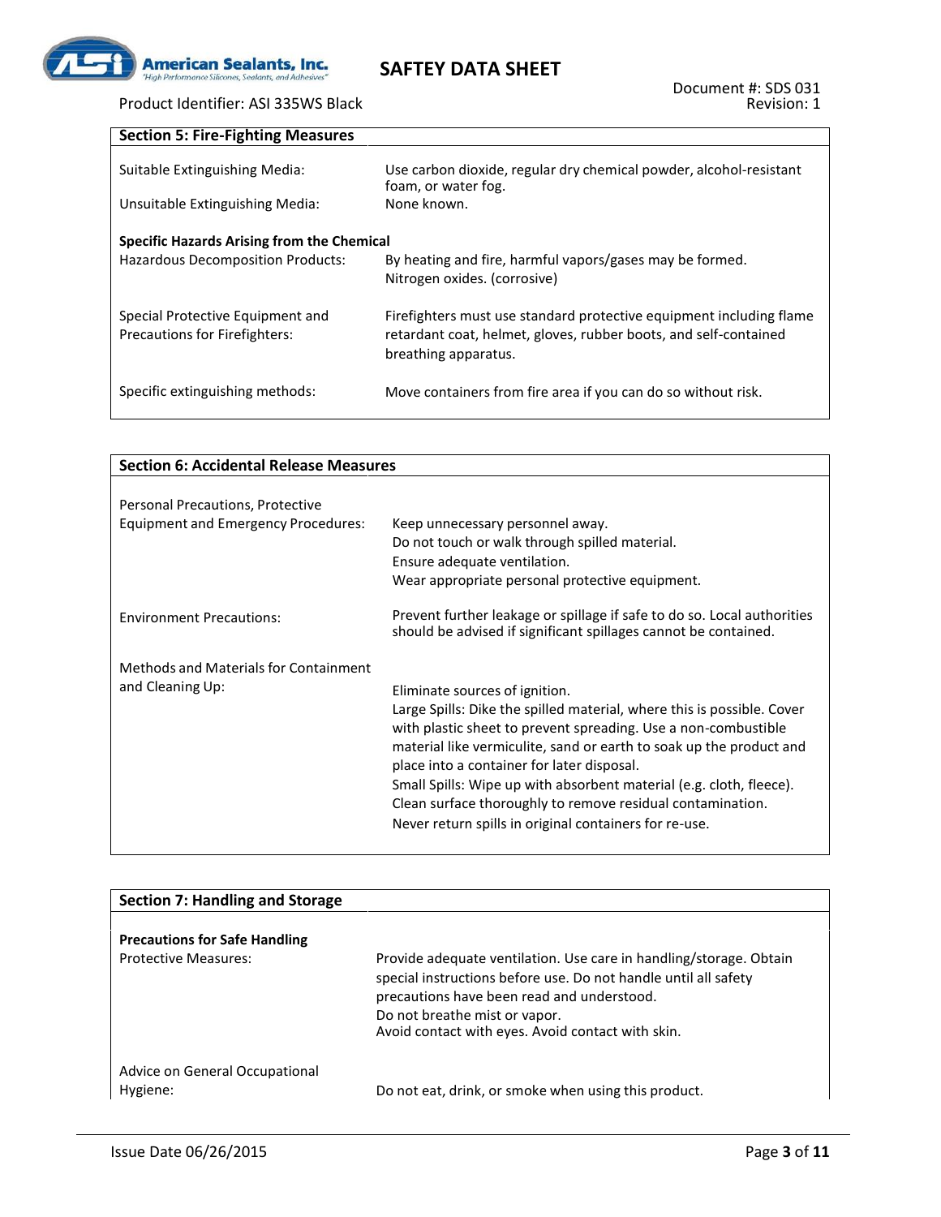## Section 5: Fire-Fighting Measures

| | |
|---|---|
| Suitable Extinguishing Media: | Use carbon dioxide, regular dry chemical powder, alcohol-resistant foam, or water fog. |
| Unsuitable Extinguishing Media: | None known. |

**Specific Hazards Arising from the Chemical**

| | |
|---|---|
| Hazardous Decomposition Products: | By heating and fire, harmful vapors/gases may be formed. Nitrogen oxides. (corrosive) |
| Special Protective Equipment and Precautions for Firefighters: | Firefighters must use standard protective equipment including flame retardant coat, helmet, gloves, rubber boots, and self-contained breathing apparatus. |
| Specific extinguishing methods: | Move containers from fire area if you can do so without risk. |

## Section 6: Accidental Release Measures

| | |
|---|---|
| Personal Precautions, Protective Equipment and Emergency Procedures: | Keep unnecessary personnel away.<br>Do not touch or walk through spilled material.<br>Ensure adequate ventilation.<br>Wear appropriate personal protective equipment. |
| Environment Precautions: | Prevent further leakage or spillage if safe to do so. Local authorities should be advised if significant spillages cannot be contained. |
| Methods and Materials for Containment and Cleaning Up: | Eliminate sources of ignition.<br>Large Spills: Dike the spilled material, where this is possible. Cover with plastic sheet to prevent spreading. Use a non-combustible material like vermiculite, sand or earth to soak up the product and place into a container for later disposal.<br>Small Spills: Wipe up with absorbent material (e.g. cloth, fleece). Clean surface thoroughly to remove residual contamination.<br>Never return spills in original containers for re-use. |

## Section 7: Handling and Storage

**Precautions for Safe Handling**

| | |
|---|---|
| Protective Measures: | Provide adequate ventilation. Use care in handling/storage. Obtain special instructions before use. Do not handle until all safety precautions have been read and understood.<br>Do not breathe mist or vapor.<br>Avoid contact with eyes. Avoid contact with skin. |
| Advice on General Occupational Hygiene: | Do not eat, drink, or smoke when using this product. |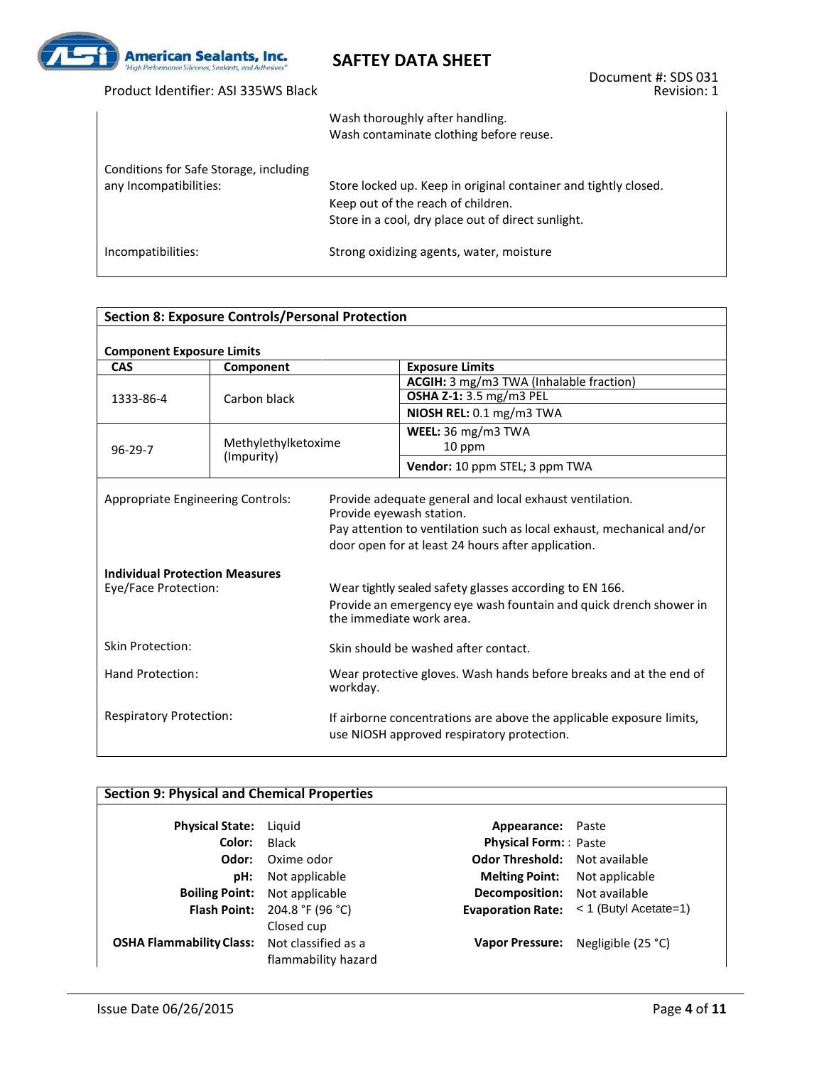| | |
|---|---|
| | Wash thoroughly after handling.<br>Wash contaminate clothing before reuse. |
| Conditions for Safe Storage, including any Incompatibilities: | Store locked up. Keep in original container and tightly closed.<br>Keep out of the reach of children.<br>Store in a cool, dry place out of direct sunlight. |
| Incompatibilities: | Strong oxidizing agents, water, moisture |

## Section 8: Exposure Controls/Personal Protection

**Component Exposure Limits**

| CAS | Component | Exposure Limits |
|---|---|---|
| 1333-86-4 | Carbon black | **ACGIH:** 3 mg/m3 TWA (Inhalable fraction) |
| | | **OSHA Z-1:** 3.5 mg/m3 PEL |
| | | **NIOSH REL:** 0.1 mg/m3 TWA |
| 96-29-7 | Methylethylketoxime (Impurity) | **WEEL:** 36 mg/m3 TWA<br>10 ppm |
| | | **Vendor:** 10 ppm STEL; 3 ppm TWA |

Appropriate Engineering Controls: Provide adequate general and local exhaust ventilation.
Provide eyewash station.
Pay attention to ventilation such as local exhaust, mechanical and/or door open for at least 24 hours after application.

**Individual Protection Measures**

Eye/Face Protection: Wear tightly sealed safety glasses according to EN 166.
Provide an emergency eye wash fountain and quick drench shower in the immediate work area.

Skin Protection: Skin should be washed after contact.

Hand Protection: Wear protective gloves. Wash hands before breaks and at the end of workday.

Respiratory Protection: If airborne concentrations are above the applicable exposure limits, use NIOSH approved respiratory protection.

## Section 9: Physical and Chemical Properties

| | | | |
|---|---|---|---|
| **Physical State:** | Liquid | **Appearance:** | Paste |
| **Color:** | Black | **Physical Form:** | Paste |
| **Odor:** | Oxime odor | **Odor Threshold:** | Not available |
| **pH:** | Not applicable | **Melting Point:** | Not applicable |
| **Boiling Point:** | Not applicable | **Decomposition:** | Not available |
| **Flash Point:** | 204.8 °F (96 °C) Closed cup | **Evaporation Rate:** | < 1 (Butyl Acetate=1) |
| **OSHA Flammability Class:** | Not classified as a flammability hazard | **Vapor Pressure:** | Negligible (25 °C) |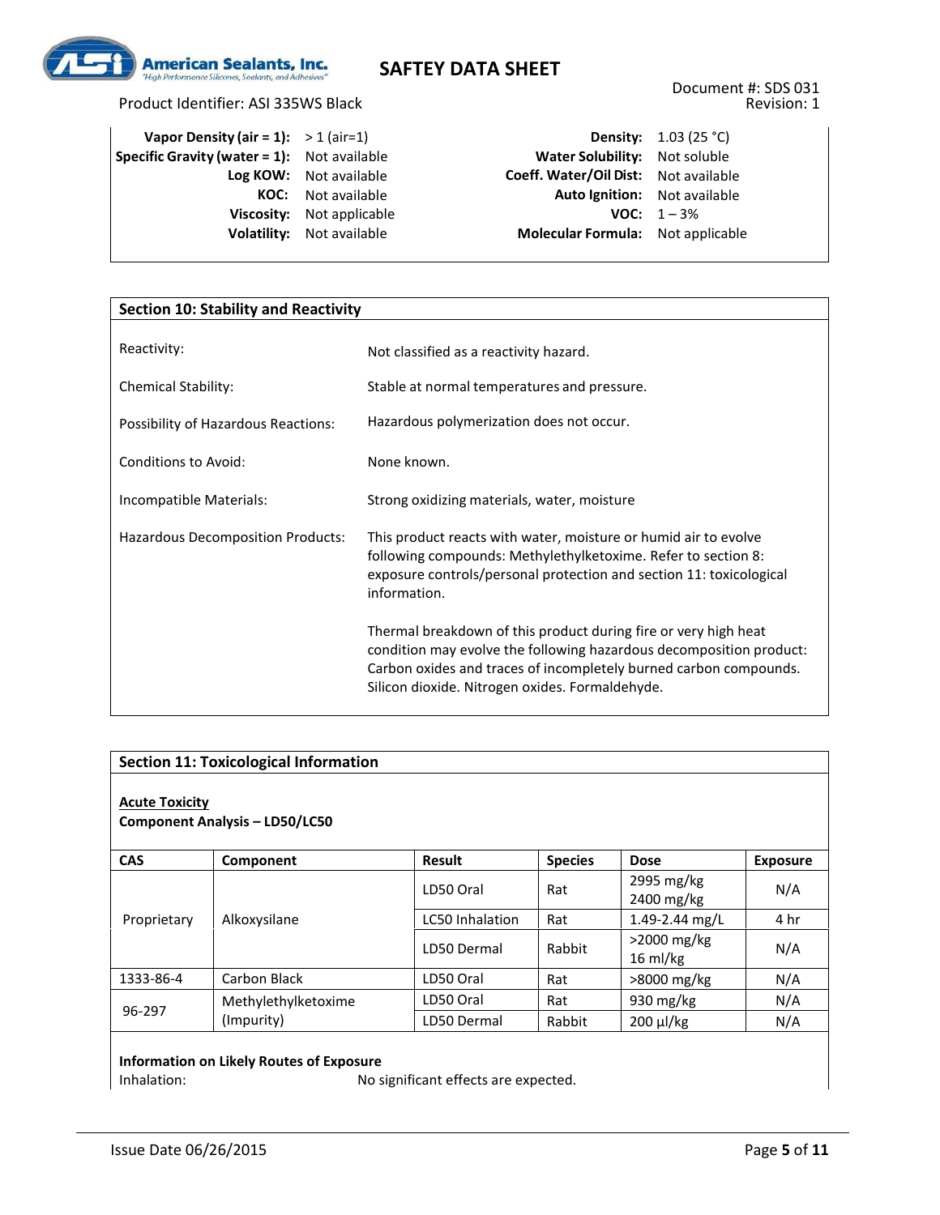| | | | |
|---|---|---|---|
| **Vapor Density (air = 1):** | > 1 (air=1) | **Density:** | 1.03 (25 °C) |
| **Specific Gravity (water = 1):** | Not available | **Water Solubility:** | Not soluble |
| **Log KOW:** | Not available | **Coeff. Water/Oil Dist:** | Not available |
| **KOC:** | Not available | **Auto Ignition:** | Not available |
| **Viscosity:** | Not applicable | **VOC:** | 1 – 3% |
| **Volatility:** | Not available | **Molecular Formula:** | Not applicable |

## Section 10: Stability and Reactivity

| | |
|---|---|
| Reactivity: | Not classified as a reactivity hazard. |
| Chemical Stability: | Stable at normal temperatures and pressure. |
| Possibility of Hazardous Reactions: | Hazardous polymerization does not occur. |
| Conditions to Avoid: | None known. |
| Incompatible Materials: | Strong oxidizing materials, water, moisture |
| Hazardous Decomposition Products: | This product reacts with water, moisture or humid air to evolve following compounds: Methylethylketoxime. Refer to section 8: exposure controls/personal protection and section 11: toxicological information. <br><br> Thermal breakdown of this product during fire or very high heat condition may evolve the following hazardous decomposition product: Carbon oxides and traces of incompletely burned carbon compounds. Silicon dioxide. Nitrogen oxides. Formaldehyde. |

## Section 11: Toxicological Information

**Acute Toxicity**

**Component Analysis – LD50/LC50**

| CAS | Component | Result | Species | Dose | Exposure |
|---|---|---|---|---|---|
| Proprietary | Alkoxysilane | LD50 Oral | Rat | 2995 mg/kg<br>2400 mg/kg | N/A |
| | | LC50 Inhalation | Rat | 1.49-2.44 mg/L | 4 hr |
| | | LD50 Dermal | Rabbit | >2000 mg/kg<br>16 ml/kg | N/A |
| 1333-86-4 | Carbon Black | LD50 Oral | Rat | >8000 mg/kg | N/A |
| 96-297 | Methylethylketoxime (Impurity) | LD50 Oral | Rat | 930 mg/kg | N/A |
| | | LD50 Dermal | Rabbit | 200 µl/kg | N/A |

**Information on Likely Routes of Exposure**

Inhalation: No significant effects are expected.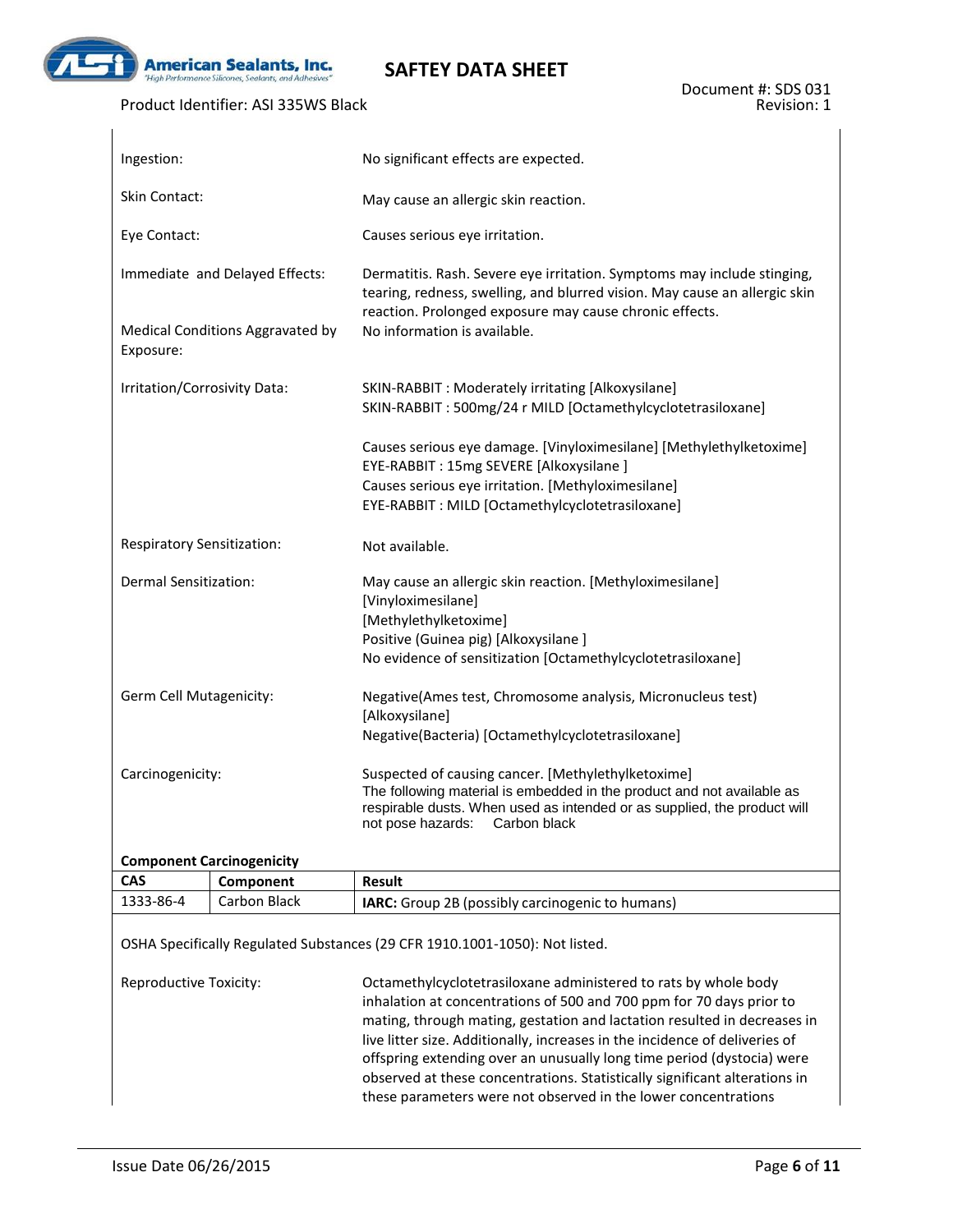Ingestion: No significant effects are expected.

Skin Contact: May cause an allergic skin reaction.

Eye Contact: Causes serious eye irritation.

Immediate and Delayed Effects: Dermatitis. Rash. Severe eye irritation. Symptoms may include stinging, tearing, redness, swelling, and blurred vision. May cause an allergic skin reaction. Prolonged exposure may cause chronic effects.

Medical Conditions Aggravated by Exposure: No information is available.

Irritation/Corrosivity Data: SKIN-RABBIT : Moderately irritating [Alkoxysilane]
SKIN-RABBIT : 500mg/24 r MILD [Octamethylcyclotetrasiloxane]

Causes serious eye damage. [Vinyloximesilane] [Methylethylketoxime]
EYE-RABBIT : 15mg SEVERE [Alkoxysilane ]
Causes serious eye irritation. [Methyloximesilane]
EYE-RABBIT : MILD [Octamethylcyclotetrasiloxane]

Respiratory Sensitization: Not available.

Dermal Sensitization: May cause an allergic skin reaction. [Methyloximesilane]
[Vinyloximesilane]
[Methylethylketoxime]
Positive (Guinea pig) [Alkoxysilane ]
No evidence of sensitization [Octamethylcyclotetrasiloxane]

Germ Cell Mutagenicity: Negative(Ames test, Chromosome analysis, Micronucleus test) [Alkoxysilane]
Negative(Bacteria) [Octamethylcyclotetrasiloxane]

Carcinogenicity: Suspected of causing cancer. [Methylethylketoxime]
The following material is embedded in the product and not available as respirable dusts. When used as intended or as supplied, the product will not pose hazards: Carbon black

**Component Carcinogenicity**

| CAS | Component | Result |
| --- | --- | --- |
| 1333-86-4 | Carbon Black | **IARC:** Group 2B (possibly carcinogenic to humans) |

OSHA Specifically Regulated Substances (29 CFR 1910.1001-1050): Not listed.

Reproductive Toxicity: Octamethylcyclotetrasiloxane administered to rats by whole body inhalation at concentrations of 500 and 700 ppm for 70 days prior to mating, through mating, gestation and lactation resulted in decreases in live litter size. Additionally, increases in the incidence of deliveries of offspring extending over an unusually long time period (dystocia) were observed at these concentrations. Statistically significant alterations in these parameters were not observed in the lower concentrations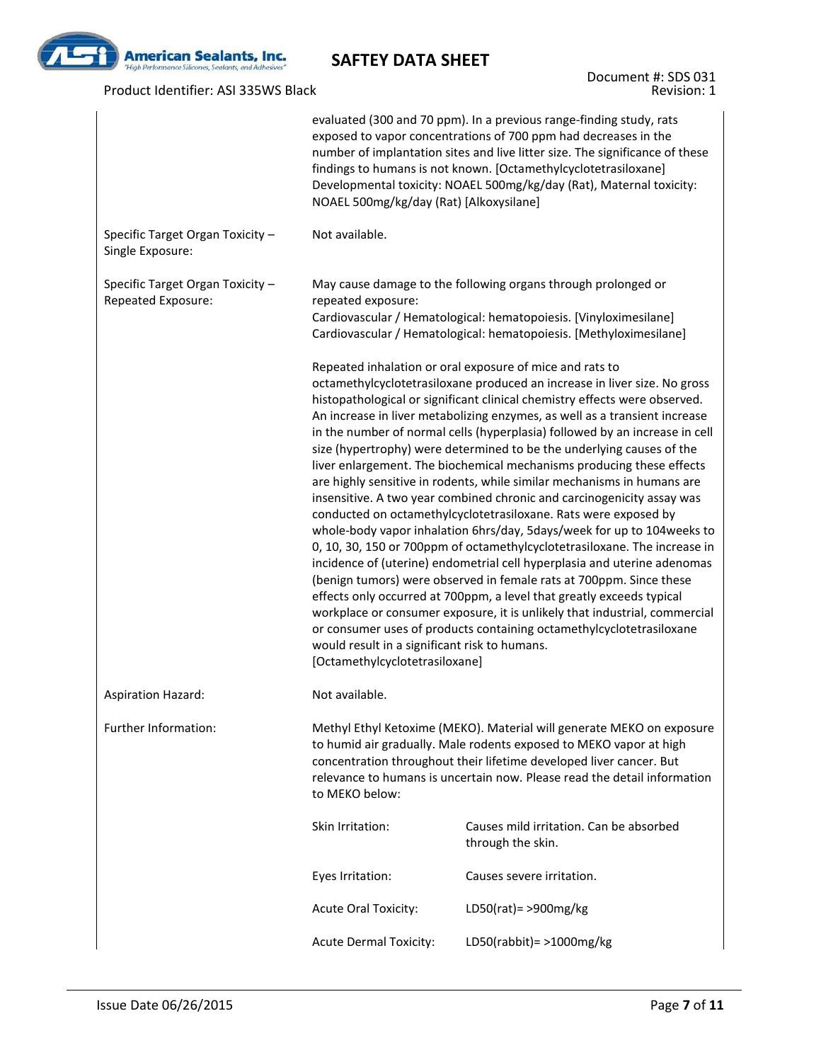| | |
|---|---|
| | evaluated (300 and 70 ppm). In a previous range-finding study, rats exposed to vapor concentrations of 700 ppm had decreases in the number of implantation sites and live litter size. The significance of these findings to humans is not known. [Octamethylcyclotetrasiloxane] Developmental toxicity: NOAEL 500mg/kg/day (Rat), Maternal toxicity: NOAEL 500mg/kg/day (Rat) [Alkoxysilane] |
| Specific Target Organ Toxicity – Single Exposure: | Not available. |
| Specific Target Organ Toxicity – Repeated Exposure: | May cause damage to the following organs through prolonged or repeated exposure:<br>Cardiovascular / Hematological: hematopoiesis. [Vinyloximesilane]<br>Cardiovascular / Hematological: hematopoiesis. [Methyloximesilane]<br><br>Repeated inhalation or oral exposure of mice and rats to octamethylcyclotetrasiloxane produced an increase in liver size. No gross histopathological or significant clinical chemistry effects were observed. An increase in liver metabolizing enzymes, as well as a transient increase in the number of normal cells (hyperplasia) followed by an increase in cell size (hypertrophy) were determined to be the underlying causes of the liver enlargement. The biochemical mechanisms producing these effects are highly sensitive in rodents, while similar mechanisms in humans are insensitive. A two year combined chronic and carcinogenicity assay was conducted on octamethylcyclotetrasiloxane. Rats were exposed by whole-body vapor inhalation 6hrs/day, 5days/week for up to 104weeks to 0, 10, 30, 150 or 700ppm of octamethylcyclotetrasiloxane. The increase in incidence of (uterine) endometrial cell hyperplasia and uterine adenomas (benign tumors) were observed in female rats at 700ppm. Since these effects only occurred at 700ppm, a level that greatly exceeds typical workplace or consumer exposure, it is unlikely that industrial, commercial or consumer uses of products containing octamethylcyclotetrasiloxane would result in a significant risk to humans. [Octamethylcyclotetrasiloxane] |
| Aspiration Hazard: | Not available. |
| Further Information: | Methyl Ethyl Ketoxime (MEKO). Material will generate MEKO on exposure to humid air gradually. Male rodents exposed to MEKO vapor at high concentration throughout their lifetime developed liver cancer. But relevance to humans is uncertain now. Please read the detail information to MEKO below: |

| | |
|---|---|
| Skin Irritation: | Causes mild irritation. Can be absorbed through the skin. |
| Eyes Irritation: | Causes severe irritation. |
| Acute Oral Toxicity: | LD50(rat)= >900mg/kg |
| Acute Dermal Toxicity: | LD50(rabbit)= >1000mg/kg |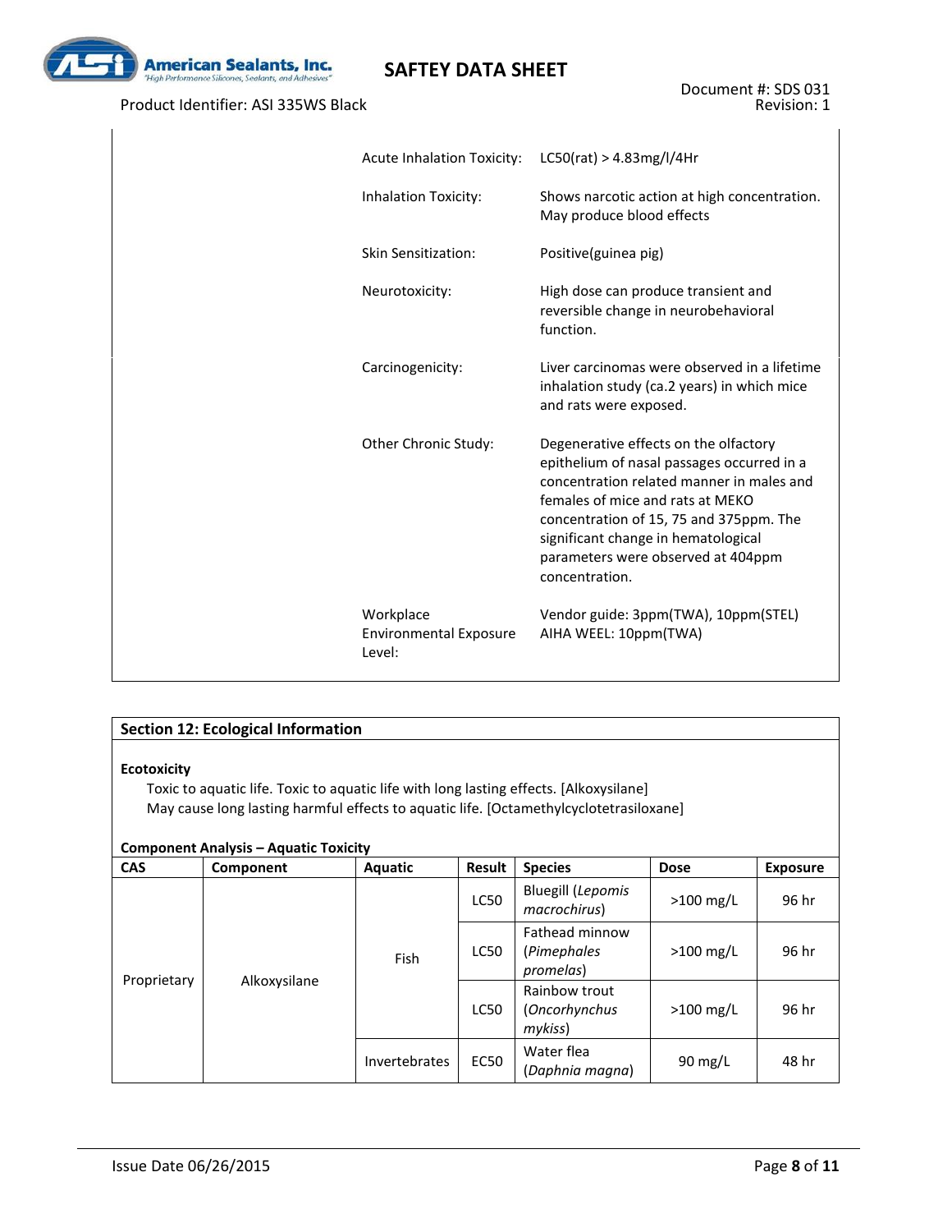| | |
|---|---|
| Acute Inhalation Toxicity: | LC50(rat) > 4.83mg/l/4Hr |
| Inhalation Toxicity: | Shows narcotic action at high concentration. May produce blood effects |
| Skin Sensitization: | Positive(guinea pig) |
| Neurotoxicity: | High dose can produce transient and reversible change in neurobehavioral function. |
| Carcinogenicity: | Liver carcinomas were observed in a lifetime inhalation study (ca.2 years) in which mice and rats were exposed. |
| Other Chronic Study: | Degenerative effects on the olfactory epithelium of nasal passages occurred in a concentration related manner in males and females of mice and rats at MEKO concentration of 15, 75 and 375ppm. The significant change in hematological parameters were observed at 404ppm concentration. |
| Workplace Environmental Exposure Level: | Vendor guide: 3ppm(TWA), 10ppm(STEL)<br>AIHA WEEL: 10ppm(TWA) |

## Section 12: Ecological Information

**Ecotoxicity**

Toxic to aquatic life. Toxic to aquatic life with long lasting effects. [Alkoxysilane]

May cause long lasting harmful effects to aquatic life. [Octamethylcyclotetrasiloxane]

**Component Analysis – Aquatic Toxicity**

| CAS | Component | Aquatic | Result | Species | Dose | Exposure |
|---|---|---|---|---|---|---|
| Proprietary | Alkoxysilane | Fish | LC50 | Bluegill (*Lepomis macrochirus*) | >100 mg/L | 96 hr |
| | | | LC50 | Fathead minnow (*Pimephales promelas*) | >100 mg/L | 96 hr |
| | | | LC50 | Rainbow trout (*Oncorhynchus mykiss*) | >100 mg/L | 96 hr |
| | | Invertebrates | EC50 | Water flea (*Daphnia magna*) | 90 mg/L | 48 hr |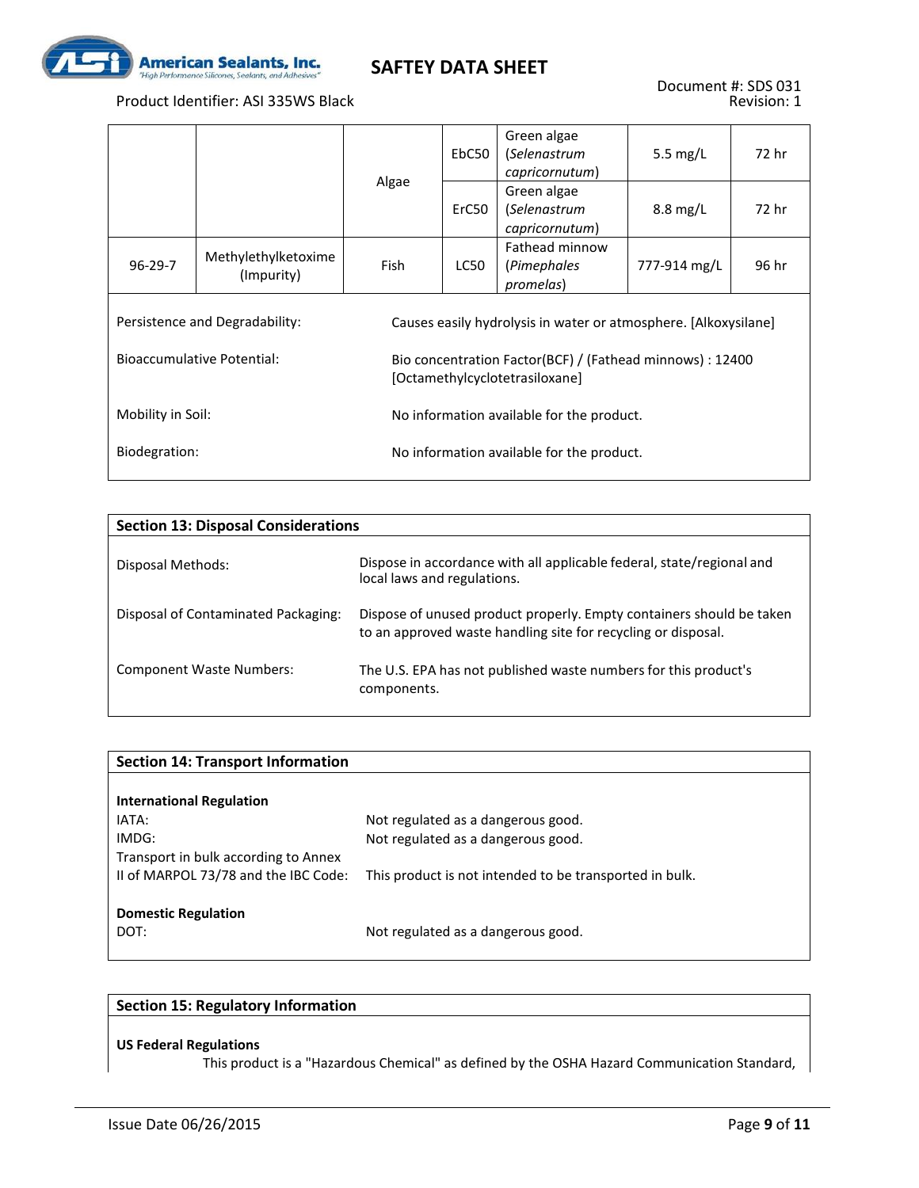| | | | | | | |
|---|---|---|---|---|---|---|
| | | Algae | EbC50 | Green algae (*Selenastrum capricornutum*) | 5.5 mg/L | 72 hr |
| | | | ErC50 | Green algae (*Selenastrum capricornutum*) | 8.8 mg/L | 72 hr |
| 96-29-7 | Methylethylketoxime (Impurity) | Fish | LC50 | Fathead minnow (*Pimephales promelas*) | 777-914 mg/L | 96 hr |

Persistence and Degradability: Causes easily hydrolysis in water or atmosphere. [Alkoxysilane]

Bioaccumulative Potential: Bio concentration Factor(BCF) / (Fathead minnows) : 12400 [Octamethylcyclotetrasiloxane]

Mobility in Soil: No information available for the product.

Biodegration: No information available for the product.

## Section 13: Disposal Considerations

Disposal Methods: Dispose in accordance with all applicable federal, state/regional and local laws and regulations.

Disposal of Contaminated Packaging: Dispose of unused product properly. Empty containers should be taken to an approved waste handling site for recycling or disposal.

Component Waste Numbers: The U.S. EPA has not published waste numbers for this product's components.

## Section 14: Transport Information

**International Regulation**

IATA: Not regulated as a dangerous good.

IMDG: Not regulated as a dangerous good.

Transport in bulk according to Annex II of MARPOL 73/78 and the IBC Code: This product is not intended to be transported in bulk.

**Domestic Regulation**

DOT: Not regulated as a dangerous good.

## Section 15: Regulatory Information

**US Federal Regulations**

This product is a "Hazardous Chemical" as defined by the OSHA Hazard Communication Standard,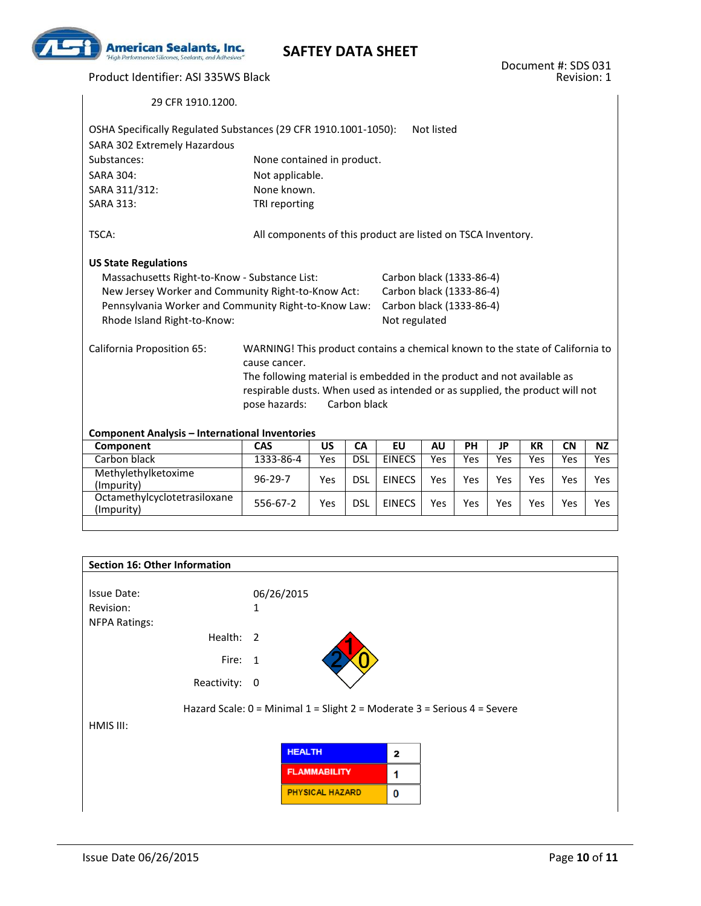29 CFR 1910.1200.

OSHA Specifically Regulated Substances (29 CFR 1910.1001-1050): Not listed

SARA 302 Extremely Hazardous Substances: None contained in product.

SARA 304: Not applicable.

SARA 311/312: None known.

SARA 313: TRI reporting

TSCA: All components of this product are listed on TSCA Inventory.

**US State Regulations**

Massachusetts Right-to-Know - Substance List: Carbon black (1333-86-4)

New Jersey Worker and Community Right-to-Know Act: Carbon black (1333-86-4)

Pennsylvania Worker and Community Right-to-Know Law: Carbon black (1333-86-4)

Rhode Island Right-to-Know: Not regulated

California Proposition 65: WARNING! This product contains a chemical known to the state of California to cause cancer.
The following material is embedded in the product and not available as respirable dusts. When used as intended or as supplied, the product will not pose hazards: Carbon black

**Component Analysis – International Inventories**

| Component | CAS | US | CA | EU | AU | PH | JP | KR | CN | NZ |
|---|---|---|---|---|---|---|---|---|---|---|
| Carbon black | 1333-86-4 | Yes | DSL | EINECS | Yes | Yes | Yes | Yes | Yes | Yes |
| Methylethylketoxime (Impurity) | 96-29-7 | Yes | DSL | EINECS | Yes | Yes | Yes | Yes | Yes | Yes |
| Octamethylcyclotetrasiloxane (Impurity) | 556-67-2 | Yes | DSL | EINECS | Yes | Yes | Yes | Yes | Yes | Yes |

## Section 16: Other Information

Issue Date: 06/26/2015

Revision: 1

NFPA Ratings:

Health: 2

Fire: 1

Reactivity: 0

Hazard Scale: 0 = Minimal 1 = Slight 2 = Moderate 3 = Serious 4 = Severe

HMIS III:

| HEALTH | 2 |
|---|---|
| FLAMMABILITY | 1 |
| PHYSICAL HAZARD | 0 |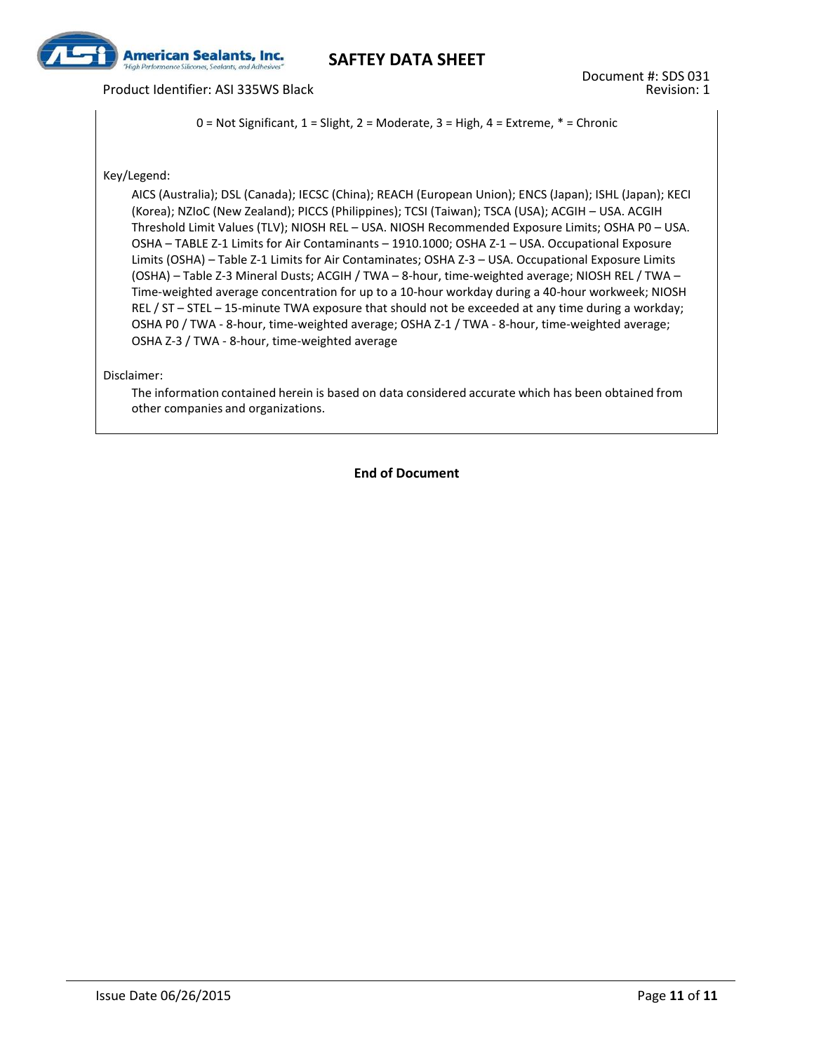0 = Not Significant, 1 = Slight, 2 = Moderate, 3 = High, 4 = Extreme, * = Chronic

Key/Legend:

AICS (Australia); DSL (Canada); IECSC (China); REACH (European Union); ENCS (Japan); ISHL (Japan); KECI (Korea); NZIoC (New Zealand); PICCS (Philippines); TCSI (Taiwan); TSCA (USA); ACGIH – USA. ACGIH Threshold Limit Values (TLV); NIOSH REL – USA. NIOSH Recommended Exposure Limits; OSHA P0 – USA. OSHA – TABLE Z-1 Limits for Air Contaminants – 1910.1000; OSHA Z-1 – USA. Occupational Exposure Limits (OSHA) – Table Z-1 Limits for Air Contaminates; OSHA Z-3 – USA. Occupational Exposure Limits (OSHA) – Table Z-3 Mineral Dusts; ACGIH / TWA – 8-hour, time-weighted average; NIOSH REL / TWA – Time-weighted average concentration for up to a 10-hour workday during a 40-hour workweek; NIOSH REL / ST – STEL – 15-minute TWA exposure that should not be exceeded at any time during a workday; OSHA P0 / TWA - 8-hour, time-weighted average; OSHA Z-1 / TWA - 8-hour, time-weighted average; OSHA Z-3 / TWA - 8-hour, time-weighted average

Disclaimer:

The information contained herein is based on data considered accurate which has been obtained from other companies and organizations.

**End of Document**